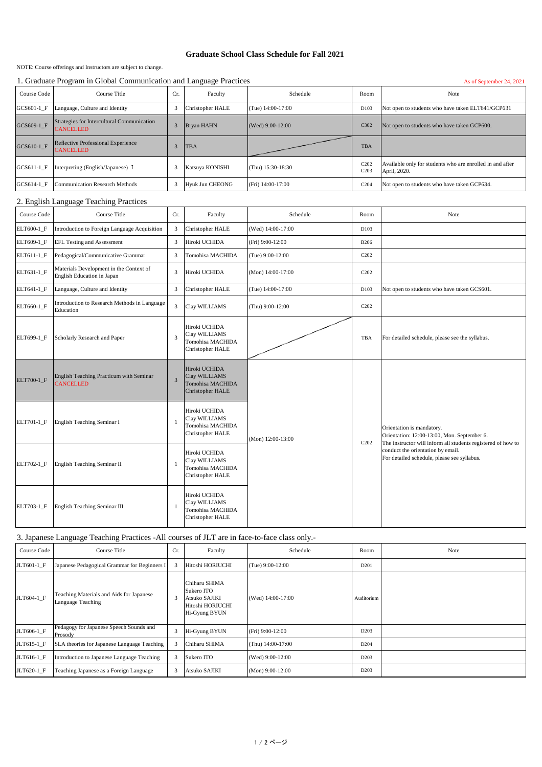# Graduate School Class Schedule for Fall 2021

NOTE: Course offerings and Instructors are subject to change.

## 1. Graduate Program in Global Communication and Language Practices

As of September 24, 2021

| Course Code | Course Title | Cr. | Faculty | Schedule | Room | Note |
|---|---|---|---|---|---|---|
| GCS601-1_F | Language, Culture and Identity | 3 | Christopher HALE | (Tue) 14:00-17:00 | D103 | Not open to students who have taken ELT641/GCP631 |
| GCS609-1_F | Strategies for Intercultural Communication CANCELLED | 3 | Bryan HAHN | (Wed) 9:00-12:00 | C302 | Not open to students who have taken GCP600. |
| GCS610-1_F | Reflective Professional Experience CANCELLED | 3 | TBA | | TBA | |
| GCS611-1_F | Interpreting (English/Japanese) Ⅰ | 3 | Katsuya KONISHI | (Thu) 15:30-18:30 | C202 C203 | Available only for students who are enrolled in and after April, 2020. |
| GCS614-1_F | Communication Research Methods | 3 | Hyuk Jun CHEONG | (Fri) 14:00-17:00 | C204 | Not open to students who have taken GCP634. |

## 2. English Language Teaching Practices

| Course Code | Course Title | Cr. | Faculty | Schedule | Room | Note |
|---|---|---|---|---|---|---|
| ELT600-1_F | Introduction to Foreign Language Acquisition | 3 | Christopher HALE | (Wed) 14:00-17:00 | D103 | |
| ELT609-1_F | EFL Testing and Assessment | 3 | Hiroki UCHIDA | (Fri) 9:00-12:00 | B206 | |
| ELT611-1_F | Pedagogical/Communicative Grammar | 3 | Tomohisa MACHIDA | (Tue) 9:00-12:00 | C202 | |
| ELT631-1_F | Materials Development in the Context of English Education in Japan | 3 | Hiroki UCHIDA | (Mon) 14:00-17:00 | C202 | |
| ELT641-1_F | Language, Culture and Identity | 3 | Christopher HALE | (Tue) 14:00-17:00 | D103 | Not open to students who have taken GCS601. |
| ELT660-1_F | Introduction to Research Methods in Language Education | 3 | Clay WILLIAMS | (Thu) 9:00-12:00 | C202 | |
| ELT699-1_F | Scholarly Research and Paper | 3 | Hiroki UCHIDA<br>Clay WILLIAMS<br>Tomohisa MACHIDA<br>Christopher HALE | | TBA | For detailed schedule, please see the syllabus. |
| ELT700-1_F | English Teaching Practicum with Seminar CANCELLED | 3 | Hiroki UCHIDA<br>Clay WILLIAMS<br>Tomohisa MACHIDA<br>Christopher HALE | (Mon) 12:00-13:00 | C202 | Orientation is mandatory.<br>Orientation: 12:00-13:00, Mon. September 6.<br>The instructor will inform all students registered of how to conduct the orientation by email.<br>For detailed schedule, please see syllabus. |
| ELT701-1_F | English Teaching Seminar I | 1 | Hiroki UCHIDA<br>Clay WILLIAMS<br>Tomohisa MACHIDA<br>Christopher HALE | | | |
| ELT702-1_F | English Teaching Seminar II | 1 | Hiroki UCHIDA<br>Clay WILLIAMS<br>Tomohisa MACHIDA<br>Christopher HALE | | | |
| ELT703-1_F | English Teaching Seminar III | 1 | Hiroki UCHIDA<br>Clay WILLIAMS<br>Tomohisa MACHIDA<br>Christopher HALE | | | |

## 3. Japanese Language Teaching Practices -All courses of JLT are in face-to-face class only.-

| Course Code | Course Title | Cr. | Faculty | Schedule | Room | Note |
|---|---|---|---|---|---|---|
| JLT601-1_F | Japanese Pedagogical Grammar for Beginners I | 3 | Hitoshi HORIUCHI | (Tue) 9:00-12:00 | D201 | |
| JLT604-1_F | Teaching Materials and Aids for Japanese Language Teaching | 3 | Chiharu SHIMA<br>Sukero ITO<br>Atsuko SAJIKI<br>Hitoshi HORIUCHI<br>Hi-Gyung BYUN | (Wed) 14:00-17:00 | Auditorium | |
| JLT606-1_F | Pedagogy for Japanese Speech Sounds and Prosody | 3 | Hi-Gyung BYUN | (Fri) 9:00-12:00 | D203 | |
| JLT615-1_F | SLA theories for Japanese Language Teaching | 3 | Chiharu SHIMA | (Thu) 14:00-17:00 | D204 | |
| JLT616-1_F | Introduction to Japanese Language Teaching | 3 | Sukero ITO | (Wed) 9:00-12:00 | D203 | |
| JLT620-1_F | Teaching Japanese as a Foreign Language | 3 | Atsuko SAJIKI | (Mon) 9:00-12:00 | D203 | |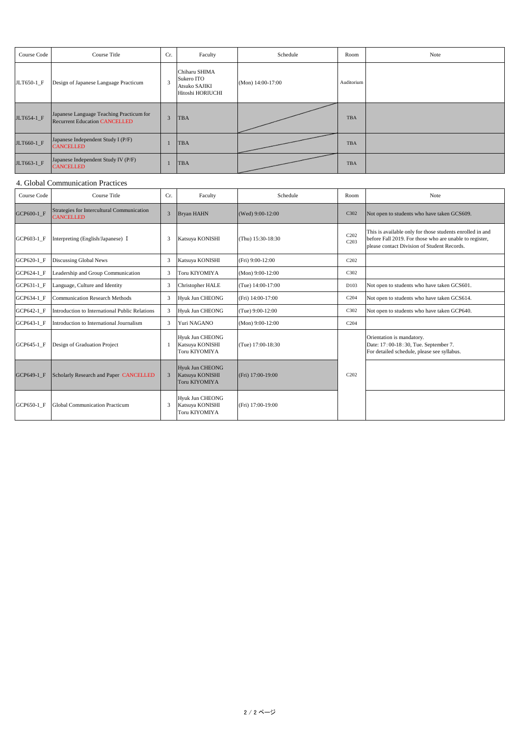| Course Code | Course Title | Cr. | Faculty | Schedule | Room | Note |
| --- | --- | --- | --- | --- | --- | --- |
| JLT650-1_F | Design of Japanese Language Practicum | 3 | Chiharu SHIMA<br>Sukero ITO<br>Atsuko SAJIKI<br>Hitoshi HORIUCHI | (Mon) 14:00-17:00 | Auditorium | |
| JLT654-1_F | Japanese Language Teaching Practicum for Recurrent Education CANCELLED | 3 | TBA | | TBA | |
| JLT660-1_F | Japanese Independent Study I (P/F) CANCELLED | 1 | TBA | | TBA | |
| JLT663-1_F | Japanese Independent Study IV (P/F) CANCELLED | 1 | TBA | | TBA | |

## 4. Global Communication Practices

| Course Code | Course Title | Cr. | Faculty | Schedule | Room | Note |
| --- | --- | --- | --- | --- | --- | --- |
| GCP600-1_F | Strategies for Intercultural Communication CANCELLED | 3 | Bryan HAHN | (Wed) 9:00-12:00 | C302 | Not open to students who have taken GCS609. |
| GCP603-1_F | Interpreting (English/Japanese) Ⅰ | 3 | Katsuya KONISHI | (Thu) 15:30-18:30 | C202<br>C203 | This is available only for those students enrolled in and before Fall 2019. For those who are unable to register, please contact Division of Student Records. |
| GCP620-1_F | Discussing Global News | 3 | Katsuya KONISHI | (Fri) 9:00-12:00 | C202 | |
| GCP624-1_F | Leadership and Group Communication | 3 | Toru KIYOMIYA | (Mon) 9:00-12:00 | C302 | |
| GCP631-1_F | Language, Culture and Identity | 3 | Christopher HALE | (Tue) 14:00-17:00 | D103 | Not open to students who have taken GCS601. |
| GCP634-1_F | Communication Research Methods | 3 | Hyuk Jun CHEONG | (Fri) 14:00-17:00 | C204 | Not open to students who have taken GCS614. |
| GCP642-1_F | Introduction to International Public Relations | 3 | Hyuk Jun CHEONG | (Tue) 9:00-12:00 | C302 | Not open to students who have taken GCP640. |
| GCP643-1_F | Introduction to International Journalism | 3 | Yuri NAGANO | (Mon) 9:00-12:00 | C204 | |
| GCP645-1_F | Design of Graduation Project | 1 | Hyuk Jun CHEONG<br>Katsuya KONISHI<br>Toru KIYOMIYA | (Tue) 17:00-18:30 | C202 | Orientation is mandatory.<br>Date: 17：00-18：30, Tue. September 7.<br>For detailed schedule, please see syllabus. |
| GCP649-1_F | Scholarly Research and Paper CANCELLED | 3 | Hyuk Jun CHEONG<br>Katsuya KONISHI<br>Toru KIYOMIYA | (Fri) 17:00-19:00 | C202 | |
| GCP650-1_F | Global Communication Practicum | 3 | Hyuk Jun CHEONG<br>Katsuya KONISHI<br>Toru KIYOMIYA | (Fri) 17:00-19:00 | C202 | |